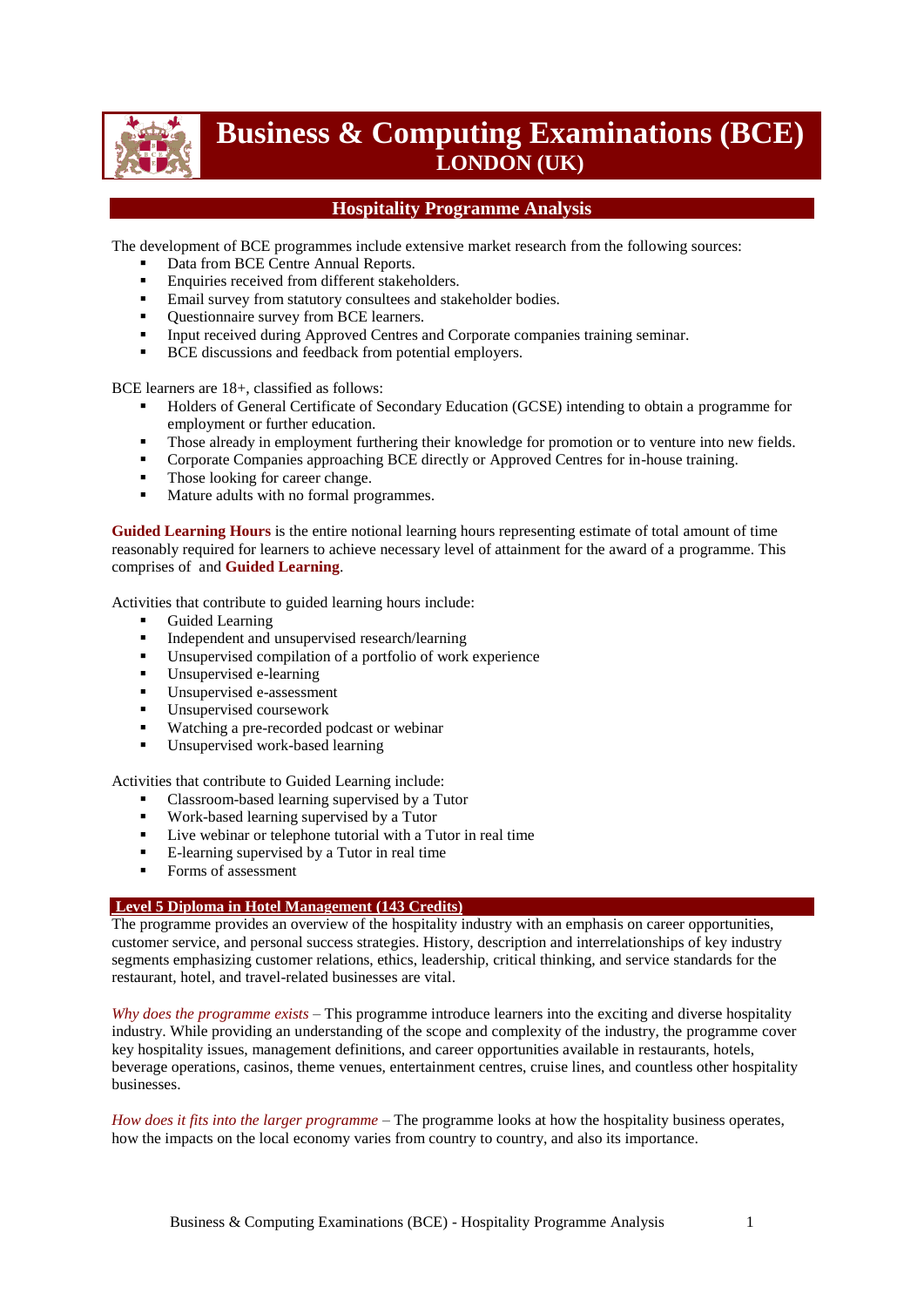# Business & Computing Examinations (BCE)
## LONDON (UK)

## Hospitality Programme Analysis

The development of BCE programmes include extensive market research from the following sources:

- Data from BCE Centre Annual Reports.
- Enquiries received from different stakeholders.
- Email survey from statutory consultees and stakeholder bodies.
- Questionnaire survey from BCE learners.
- Input received during Approved Centres and Corporate companies training seminar.
- BCE discussions and feedback from potential employers.

BCE learners are 18+, classified as follows:

- Holders of General Certificate of Secondary Education (GCSE) intending to obtain a programme for employment or further education.
- Those already in employment furthering their knowledge for promotion or to venture into new fields.
- Corporate Companies approaching BCE directly or Approved Centres for in-house training.
- Those looking for career change.
- Mature adults with no formal programmes.

**Guided Learning Hours** is the entire notional learning hours representing estimate of total amount of time reasonably required for learners to achieve necessary level of attainment for the award of a programme. This comprises of  and **Guided Learning**.

Activities that contribute to guided learning hours include:

- Guided Learning
- Independent and unsupervised research/learning
- Unsupervised compilation of a portfolio of work experience
- Unsupervised e-learning
- Unsupervised e-assessment
- Unsupervised coursework
- Watching a pre-recorded podcast or webinar
- Unsupervised work-based learning

Activities that contribute to Guided Learning include:

- Classroom-based learning supervised by a Tutor
- Work-based learning supervised by a Tutor
- Live webinar or telephone tutorial with a Tutor in real time
- E-learning supervised by a Tutor in real time
- Forms of assessment

### Level 5 Diploma in Hotel Management (143 Credits)

The programme provides an overview of the hospitality industry with an emphasis on career opportunities, customer service, and personal success strategies. History, description and interrelationships of key industry segments emphasizing customer relations, ethics, leadership, critical thinking, and service standards for the restaurant, hotel, and travel-related businesses are vital.

*Why does the programme exists* – This programme introduce learners into the exciting and diverse hospitality industry. While providing an understanding of the scope and complexity of the industry, the programme cover key hospitality issues, management definitions, and career opportunities available in restaurants, hotels, beverage operations, casinos, theme venues, entertainment centres, cruise lines, and countless other hospitality businesses.

*How does it fits into the larger programme* – The programme looks at how the hospitality business operates, how the impacts on the local economy varies from country to country, and also its importance.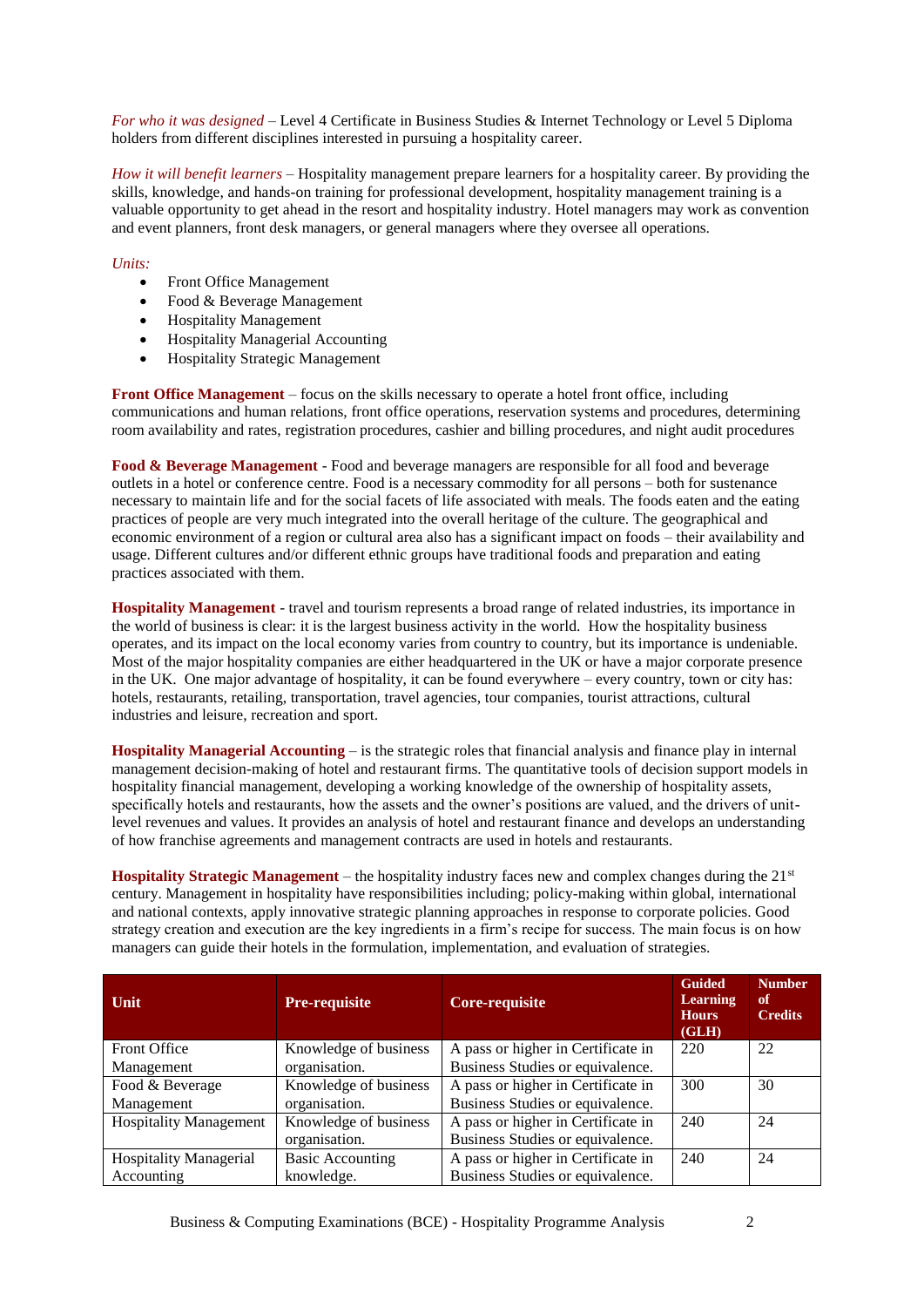*For who it was designed* – Level 4 Certificate in Business Studies & Internet Technology or Level 5 Diploma holders from different disciplines interested in pursuing a hospitality career.

*How it will benefit learners* – Hospitality management prepare learners for a hospitality career. By providing the skills, knowledge, and hands-on training for professional development, hospitality management training is a valuable opportunity to get ahead in the resort and hospitality industry. Hotel managers may work as convention and event planners, front desk managers, or general managers where they oversee all operations.

*Units:*

- Front Office Management
- Food & Beverage Management
- Hospitality Management
- Hospitality Managerial Accounting
- Hospitality Strategic Management

**Front Office Management** – focus on the skills necessary to operate a hotel front office, including communications and human relations, front office operations, reservation systems and procedures, determining room availability and rates, registration procedures, cashier and billing procedures, and night audit procedures

**Food & Beverage Management** - Food and beverage managers are responsible for all food and beverage outlets in a hotel or conference centre. Food is a necessary commodity for all persons – both for sustenance necessary to maintain life and for the social facets of life associated with meals. The foods eaten and the eating practices of people are very much integrated into the overall heritage of the culture. The geographical and economic environment of a region or cultural area also has a significant impact on foods – their availability and usage. Different cultures and/or different ethnic groups have traditional foods and preparation and eating practices associated with them.

**Hospitality Management** - travel and tourism represents a broad range of related industries, its importance in the world of business is clear: it is the largest business activity in the world. How the hospitality business operates, and its impact on the local economy varies from country to country, but its importance is undeniable. Most of the major hospitality companies are either headquartered in the UK or have a major corporate presence in the UK. One major advantage of hospitality, it can be found everywhere – every country, town or city has: hotels, restaurants, retailing, transportation, travel agencies, tour companies, tourist attractions, cultural industries and leisure, recreation and sport.

**Hospitality Managerial Accounting** – is the strategic roles that financial analysis and finance play in internal management decision-making of hotel and restaurant firms. The quantitative tools of decision support models in hospitality financial management, developing a working knowledge of the ownership of hospitality assets, specifically hotels and restaurants, how the assets and the owner's positions are valued, and the drivers of unit-level revenues and values. It provides an analysis of hotel and restaurant finance and develops an understanding of how franchise agreements and management contracts are used in hotels and restaurants.

**Hospitality Strategic Management** – the hospitality industry faces new and complex changes during the 21st century. Management in hospitality have responsibilities including; policy-making within global, international and national contexts, apply innovative strategic planning approaches in response to corporate policies. Good strategy creation and execution are the key ingredients in a firm's recipe for success. The main focus is on how managers can guide their hotels in the formulation, implementation, and evaluation of strategies.

| Unit | Pre-requisite | Core-requisite | Guided Learning Hours (GLH) | Number of Credits |
|---|---|---|---|---|
| Front Office Management | Knowledge of business organisation. | A pass or higher in Certificate in Business Studies or equivalence. | 220 | 22 |
| Food & Beverage Management | Knowledge of business organisation. | A pass or higher in Certificate in Business Studies or equivalence. | 300 | 30 |
| Hospitality Management | Knowledge of business organisation. | A pass or higher in Certificate in Business Studies or equivalence. | 240 | 24 |
| Hospitality Managerial Accounting | Basic Accounting knowledge. | A pass or higher in Certificate in Business Studies or equivalence. | 240 | 24 |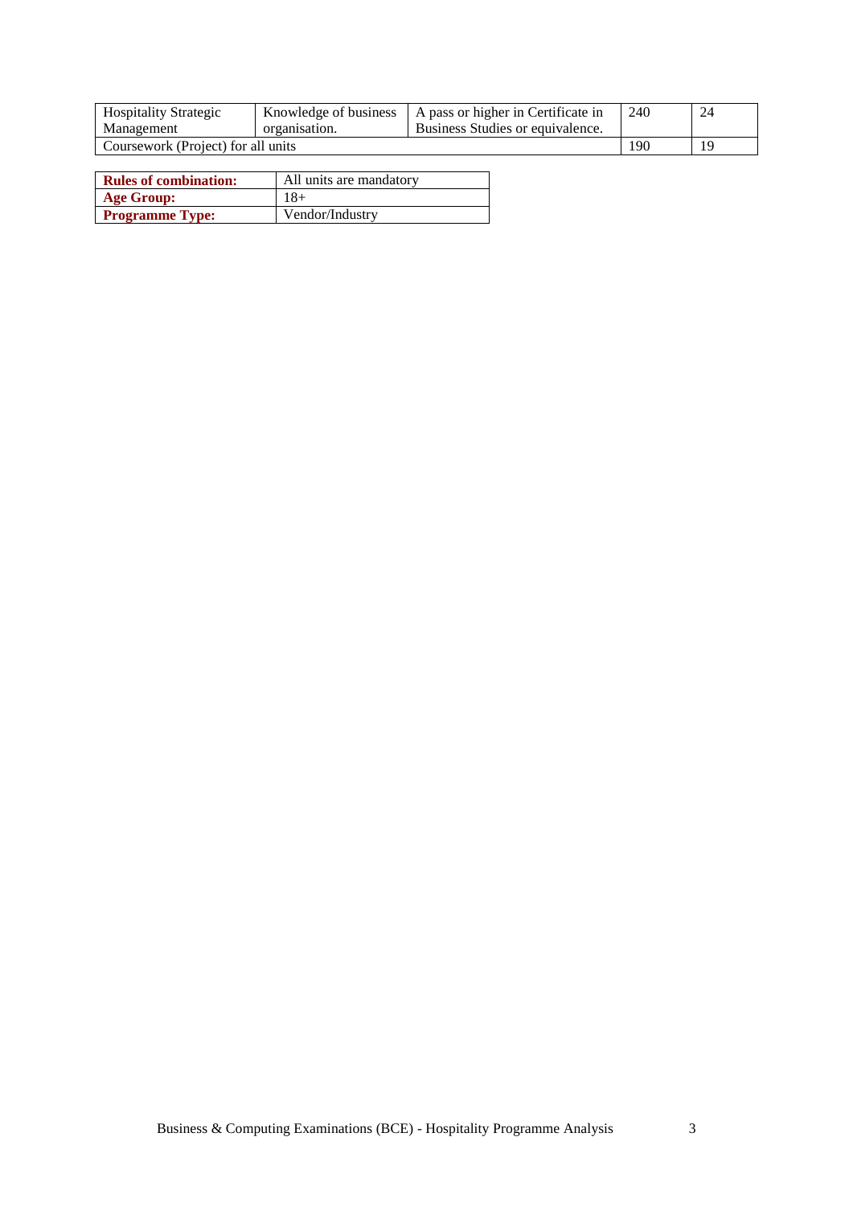| Hospitality Strategic Management | Knowledge of business organisation. | A pass or higher in Certificate in Business Studies or equivalence. | 240 | 24 |
|---|---|---|---|---|
| Coursework (Project) for all units | | | 190 | 19 |

| **Rules of combination:** | All units are mandatory |
|---|---|
| **Age Group:** | 18+ |
| **Programme Type:** | Vendor/Industry |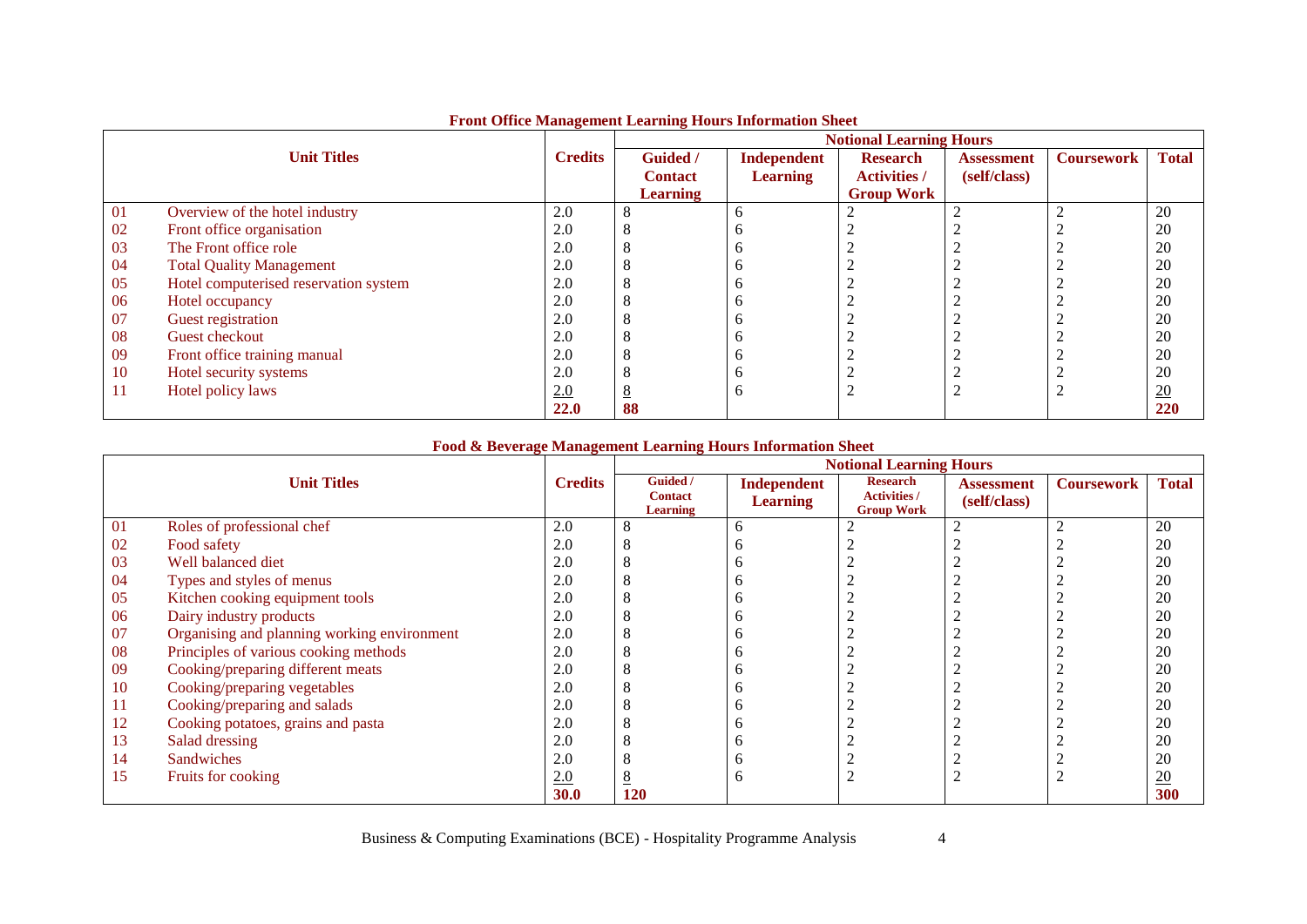## Front Office Management Learning Hours Information Sheet

| Unit Titles | | Credits | Notional Learning Hours | | | | | |
|---|---|---|---|---|---|---|---|---|
| | | | Guided / Contact Learning | Independent Learning | Research Activities / Group Work | Assessment (self/class) | Coursework | Total |
| 01 | Overview of the hotel industry | 2.0 | 8 | 6 | 2 | 2 | 2 | 20 |
| 02 | Front office organisation | 2.0 | 8 | 6 | 2 | 2 | 2 | 20 |
| 03 | The Front office role | 2.0 | 8 | 6 | 2 | 2 | 2 | 20 |
| 04 | Total Quality Management | 2.0 | 8 | 6 | 2 | 2 | 2 | 20 |
| 05 | Hotel computerised reservation system | 2.0 | 8 | 6 | 2 | 2 | 2 | 20 |
| 06 | Hotel occupancy | 2.0 | 8 | 6 | 2 | 2 | 2 | 20 |
| 07 | Guest registration | 2.0 | 8 | 6 | 2 | 2 | 2 | 20 |
| 08 | Guest checkout | 2.0 | 8 | 6 | 2 | 2 | 2 | 20 |
| 09 | Front office training manual | 2.0 | 8 | 6 | 2 | 2 | 2 | 20 |
| 10 | Hotel security systems | 2.0 | 8 | 6 | 2 | 2 | 2 | 20 |
| 11 | Hotel policy laws | 2.0 | 8 | 6 | 2 | 2 | 2 | 20 |
| | | **22.0** | **88** | | | | | **220** |

## Food & Beverage Management Learning Hours Information Sheet

| Unit Titles | | Credits | Notional Learning Hours | | | | | |
|---|---|---|---|---|---|---|---|---|
| | | | Guided / Contact Learning | Independent Learning | Research Activities / Group Work | Assessment (self/class) | Coursework | Total |
| 01 | Roles of professional chef | 2.0 | 8 | 6 | 2 | 2 | 2 | 20 |
| 02 | Food safety | 2.0 | 8 | 6 | 2 | 2 | 2 | 20 |
| 03 | Well balanced diet | 2.0 | 8 | 6 | 2 | 2 | 2 | 20 |
| 04 | Types and styles of menus | 2.0 | 8 | 6 | 2 | 2 | 2 | 20 |
| 05 | Kitchen cooking equipment tools | 2.0 | 8 | 6 | 2 | 2 | 2 | 20 |
| 06 | Dairy industry products | 2.0 | 8 | 6 | 2 | 2 | 2 | 20 |
| 07 | Organising and planning working environment | 2.0 | 8 | 6 | 2 | 2 | 2 | 20 |
| 08 | Principles of various cooking methods | 2.0 | 8 | 6 | 2 | 2 | 2 | 20 |
| 09 | Cooking/preparing different meats | 2.0 | 8 | 6 | 2 | 2 | 2 | 20 |
| 10 | Cooking/preparing vegetables | 2.0 | 8 | 6 | 2 | 2 | 2 | 20 |
| 11 | Cooking/preparing and salads | 2.0 | 8 | 6 | 2 | 2 | 2 | 20 |
| 12 | Cooking potatoes, grains and pasta | 2.0 | 8 | 6 | 2 | 2 | 2 | 20 |
| 13 | Salad dressing | 2.0 | 8 | 6 | 2 | 2 | 2 | 20 |
| 14 | Sandwiches | 2.0 | 8 | 6 | 2 | 2 | 2 | 20 |
| 15 | Fruits for cooking | 2.0 | 8 | 6 | 2 | 2 | 2 | 20 |
| | | **30.0** | **120** | | | | | **300** |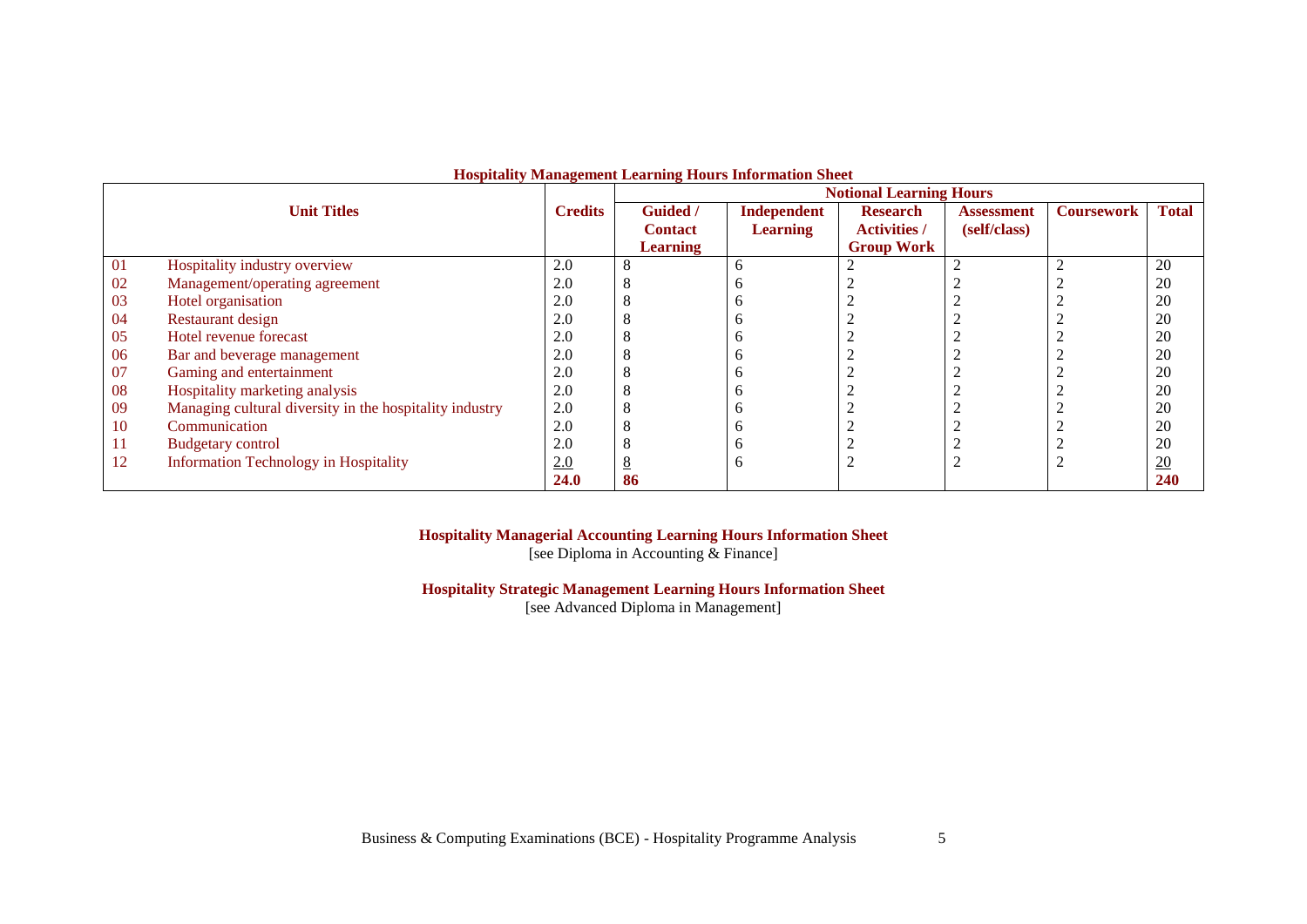**Hospitality Management Learning Hours Information Sheet**

| Unit Titles | | Credits | Notional Learning Hours | | | | | |
|---|---|---|---|---|---|---|---|---|
| | | | Guided / Contact Learning | Independent Learning | Research Activities / Group Work | Assessment (self/class) | Coursework | Total |
| 01 | Hospitality industry overview | 2.0 | 8 | 6 | 2 | 2 | 2 | 20 |
| 02 | Management/operating agreement | 2.0 | 8 | 6 | 2 | 2 | 2 | 20 |
| 03 | Hotel organisation | 2.0 | 8 | 6 | 2 | 2 | 2 | 20 |
| 04 | Restaurant design | 2.0 | 8 | 6 | 2 | 2 | 2 | 20 |
| 05 | Hotel revenue forecast | 2.0 | 8 | 6 | 2 | 2 | 2 | 20 |
| 06 | Bar and beverage management | 2.0 | 8 | 6 | 2 | 2 | 2 | 20 |
| 07 | Gaming and entertainment | 2.0 | 8 | 6 | 2 | 2 | 2 | 20 |
| 08 | Hospitality marketing analysis | 2.0 | 8 | 6 | 2 | 2 | 2 | 20 |
| 09 | Managing cultural diversity in the hospitality industry | 2.0 | 8 | 6 | 2 | 2 | 2 | 20 |
| 10 | Communication | 2.0 | 8 | 6 | 2 | 2 | 2 | 20 |
| 11 | Budgetary control | 2.0 | 8 | 6 | 2 | 2 | 2 | 20 |
| 12 | Information Technology in Hospitality | 2.0 | 8 | 6 | 2 | 2 | 2 | 20 |
| | | **24.0** | **86** | | | | | **240** |

**Hospitality Managerial Accounting Learning Hours Information Sheet**
[see Diploma in Accounting & Finance]

**Hospitality Strategic Management Learning Hours Information Sheet**
[see Advanced Diploma in Management]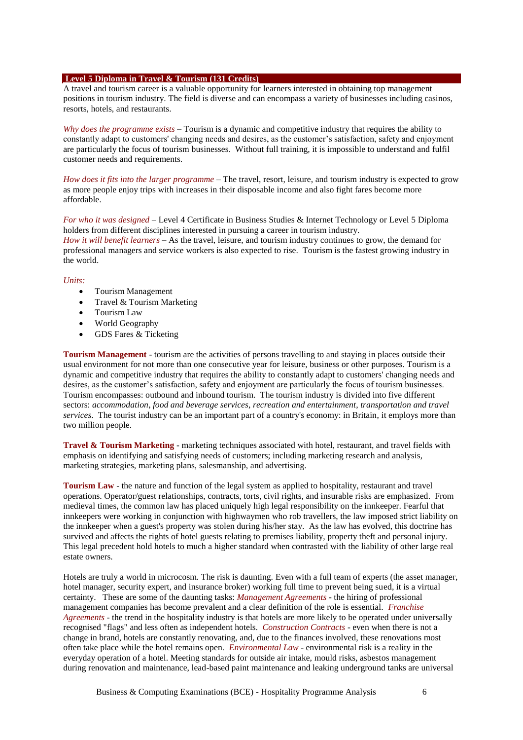## Level 5 Diploma in Travel & Tourism (131 Credits)

A travel and tourism career is a valuable opportunity for learners interested in obtaining top management positions in tourism industry. The field is diverse and can encompass a variety of businesses including casinos, resorts, hotels, and restaurants.

*Why does the programme exists* – Tourism is a dynamic and competitive industry that requires the ability to constantly adapt to customers' changing needs and desires, as the customer's satisfaction, safety and enjoyment are particularly the focus of tourism businesses. Without full training, it is impossible to understand and fulfil customer needs and requirements.

*How does it fits into the larger programme* – The travel, resort, leisure, and tourism industry is expected to grow as more people enjoy trips with increases in their disposable income and also fight fares become more affordable.

*For who it was designed* – Level 4 Certificate in Business Studies & Internet Technology or Level 5 Diploma holders from different disciplines interested in pursuing a career in tourism industry.
*How it will benefit learners* – As the travel, leisure, and tourism industry continues to grow, the demand for professional managers and service workers is also expected to rise. Tourism is the fastest growing industry in the world.

*Units:*

- Tourism Management
- Travel & Tourism Marketing
- Tourism Law
- World Geography
- GDS Fares & Ticketing

**Tourism Management** - tourism are the activities of persons travelling to and staying in places outside their usual environment for not more than one consecutive year for leisure, business or other purposes. Tourism is a dynamic and competitive industry that requires the ability to constantly adapt to customers' changing needs and desires, as the customer's satisfaction, safety and enjoyment are particularly the focus of tourism businesses. Tourism encompasses: outbound and inbound tourism. The tourism industry is divided into five different sectors: *accommodation, food and beverage services, recreation and entertainment, transportation and travel services*. The tourist industry can be an important part of a country's economy: in Britain, it employs more than two million people.

**Travel & Tourism Marketing** - marketing techniques associated with hotel, restaurant, and travel fields with emphasis on identifying and satisfying needs of customers; including marketing research and analysis, marketing strategies, marketing plans, salesmanship, and advertising.

**Tourism Law** - the nature and function of the legal system as applied to hospitality, restaurant and travel operations. Operator/guest relationships, contracts, torts, civil rights, and insurable risks are emphasized. From medieval times, the common law has placed uniquely high legal responsibility on the innkeeper. Fearful that innkeepers were working in conjunction with highwaymen who rob travellers, the law imposed strict liability on the innkeeper when a guest's property was stolen during his/her stay. As the law has evolved, this doctrine has survived and affects the rights of hotel guests relating to premises liability, property theft and personal injury. This legal precedent hold hotels to much a higher standard when contrasted with the liability of other large real estate owners.

Hotels are truly a world in microcosm. The risk is daunting. Even with a full team of experts (the asset manager, hotel manager, security expert, and insurance broker) working full time to prevent being sued, it is a virtual certainty. These are some of the daunting tasks: *Management Agreements* - the hiring of professional management companies has become prevalent and a clear definition of the role is essential. *Franchise Agreements* - the trend in the hospitality industry is that hotels are more likely to be operated under universally recognised "flags" and less often as independent hotels. *Construction Contracts* - even when there is not a change in brand, hotels are constantly renovating, and, due to the finances involved, these renovations most often take place while the hotel remains open. *Environmental Law* - environmental risk is a reality in the everyday operation of a hotel. Meeting standards for outside air intake, mould risks, asbestos management during renovation and maintenance, lead-based paint maintenance and leaking underground tanks are universal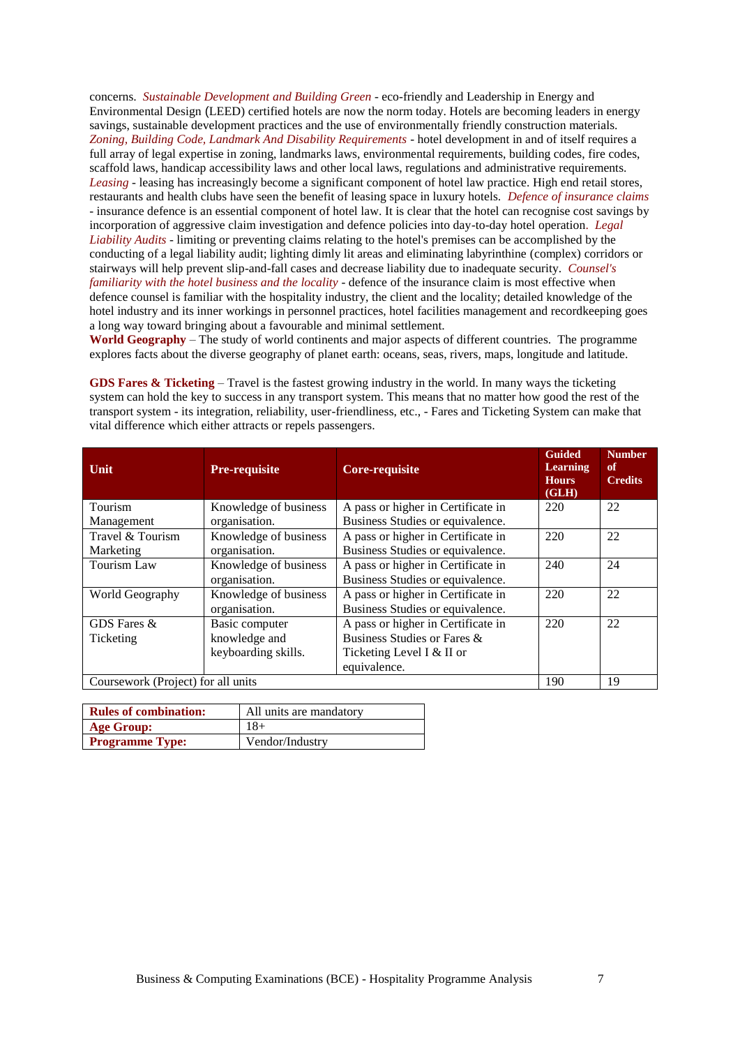concerns. *Sustainable Development and Building Green* - eco-friendly and Leadership in Energy and Environmental Design (LEED) certified hotels are now the norm today. Hotels are becoming leaders in energy savings, sustainable development practices and the use of environmentally friendly construction materials. *Zoning, Building Code, Landmark And Disability Requirements* - hotel development in and of itself requires a full array of legal expertise in zoning, landmarks laws, environmental requirements, building codes, fire codes, scaffold laws, handicap accessibility laws and other local laws, regulations and administrative requirements. *Leasing* - leasing has increasingly become a significant component of hotel law practice. High end retail stores, restaurants and health clubs have seen the benefit of leasing space in luxury hotels. *Defence of insurance claims* - insurance defence is an essential component of hotel law. It is clear that the hotel can recognise cost savings by incorporation of aggressive claim investigation and defence policies into day-to-day hotel operation. *Legal Liability Audits* - limiting or preventing claims relating to the hotel's premises can be accomplished by the conducting of a legal liability audit; lighting dimly lit areas and eliminating labyrinthine (complex) corridors or stairways will help prevent slip-and-fall cases and decrease liability due to inadequate security. *Counsel's familiarity with the hotel business and the locality* - defence of the insurance claim is most effective when defence counsel is familiar with the hospitality industry, the client and the locality; detailed knowledge of the hotel industry and its inner workings in personnel practices, hotel facilities management and recordkeeping goes a long way toward bringing about a favourable and minimal settlement.

**World Geography** – The study of world continents and major aspects of different countries. The programme explores facts about the diverse geography of planet earth: oceans, seas, rivers, maps, longitude and latitude.

**GDS Fares & Ticketing** – Travel is the fastest growing industry in the world. In many ways the ticketing system can hold the key to success in any transport system. This means that no matter how good the rest of the transport system - its integration, reliability, user-friendliness, etc., - Fares and Ticketing System can make that vital difference which either attracts or repels passengers.

| Unit | Pre-requisite | Core-requisite | Guided Learning Hours (GLH) | Number of Credits |
|---|---|---|---|---|
| Tourism Management | Knowledge of business organisation. | A pass or higher in Certificate in Business Studies or equivalence. | 220 | 22 |
| Travel & Tourism Marketing | Knowledge of business organisation. | A pass or higher in Certificate in Business Studies or equivalence. | 220 | 22 |
| Tourism Law | Knowledge of business organisation. | A pass or higher in Certificate in Business Studies or equivalence. | 240 | 24 |
| World Geography | Knowledge of business organisation. | A pass or higher in Certificate in Business Studies or equivalence. | 220 | 22 |
| GDS Fares & Ticketing | Basic computer knowledge and keyboarding skills. | A pass or higher in Certificate in Business Studies or Fares & Ticketing Level I & II or equivalence. | 220 | 22 |
| Coursework (Project) for all units | | | 190 | 19 |

| **Rules of combination:** | All units are mandatory |
|---|---|
| **Age Group:** | 18+ |
| **Programme Type:** | Vendor/Industry |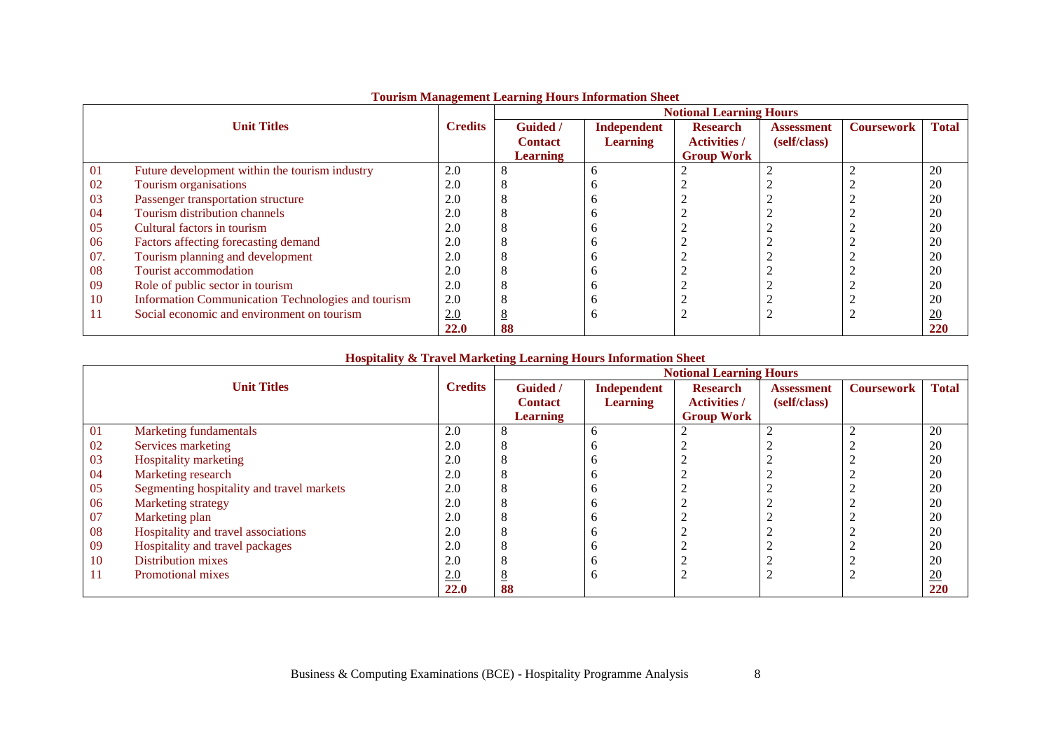**Tourism Management Learning Hours Information Sheet**

| | Unit Titles | Credits | Notional Learning Hours | | | | | |
|---|---|---|---|---|---|---|---|---|
| | | | Guided / Contact Learning | Independent Learning | Research Activities / Group Work | Assessment (self/class) | Coursework | Total |
| 01 | Future development within the tourism industry | 2.0 | 8 | 6 | 2 | 2 | 2 | 20 |
| 02 | Tourism organisations | 2.0 | 8 | 6 | 2 | 2 | 2 | 20 |
| 03 | Passenger transportation structure | 2.0 | 8 | 6 | 2 | 2 | 2 | 20 |
| 04 | Tourism distribution channels | 2.0 | 8 | 6 | 2 | 2 | 2 | 20 |
| 05 | Cultural factors in tourism | 2.0 | 8 | 6 | 2 | 2 | 2 | 20 |
| 06 | Factors affecting forecasting demand | 2.0 | 8 | 6 | 2 | 2 | 2 | 20 |
| 07. | Tourism planning and development | 2.0 | 8 | 6 | 2 | 2 | 2 | 20 |
| 08 | Tourist accommodation | 2.0 | 8 | 6 | 2 | 2 | 2 | 20 |
| 09 | Role of public sector in tourism | 2.0 | 8 | 6 | 2 | 2 | 2 | 20 |
| 10 | Information Communication Technologies and tourism | 2.0 | 8 | 6 | 2 | 2 | 2 | 20 |
| 11 | Social economic and environment on tourism | 2.0 | 8 | 6 | 2 | 2 | 2 | 20 |
| | | **22.0** | **88** | | | | | **220** |

**Hospitality & Travel Marketing Learning Hours Information Sheet**

| | Unit Titles | Credits | Notional Learning Hours | | | | | |
|---|---|---|---|---|---|---|---|---|
| | | | Guided / Contact Learning | Independent Learning | Research Activities / Group Work | Assessment (self/class) | Coursework | Total |
| 01 | Marketing fundamentals | 2.0 | 8 | 6 | 2 | 2 | 2 | 20 |
| 02 | Services marketing | 2.0 | 8 | 6 | 2 | 2 | 2 | 20 |
| 03 | Hospitality marketing | 2.0 | 8 | 6 | 2 | 2 | 2 | 20 |
| 04 | Marketing research | 2.0 | 8 | 6 | 2 | 2 | 2 | 20 |
| 05 | Segmenting hospitality and travel markets | 2.0 | 8 | 6 | 2 | 2 | 2 | 20 |
| 06 | Marketing strategy | 2.0 | 8 | 6 | 2 | 2 | 2 | 20 |
| 07 | Marketing plan | 2.0 | 8 | 6 | 2 | 2 | 2 | 20 |
| 08 | Hospitality and travel associations | 2.0 | 8 | 6 | 2 | 2 | 2 | 20 |
| 09 | Hospitality and travel packages | 2.0 | 8 | 6 | 2 | 2 | 2 | 20 |
| 10 | Distribution mixes | 2.0 | 8 | 6 | 2 | 2 | 2 | 20 |
| 11 | Promotional mixes | 2.0 | 8 | 6 | 2 | 2 | 2 | 20 |
| | | **22.0** | **88** | | | | | **220** |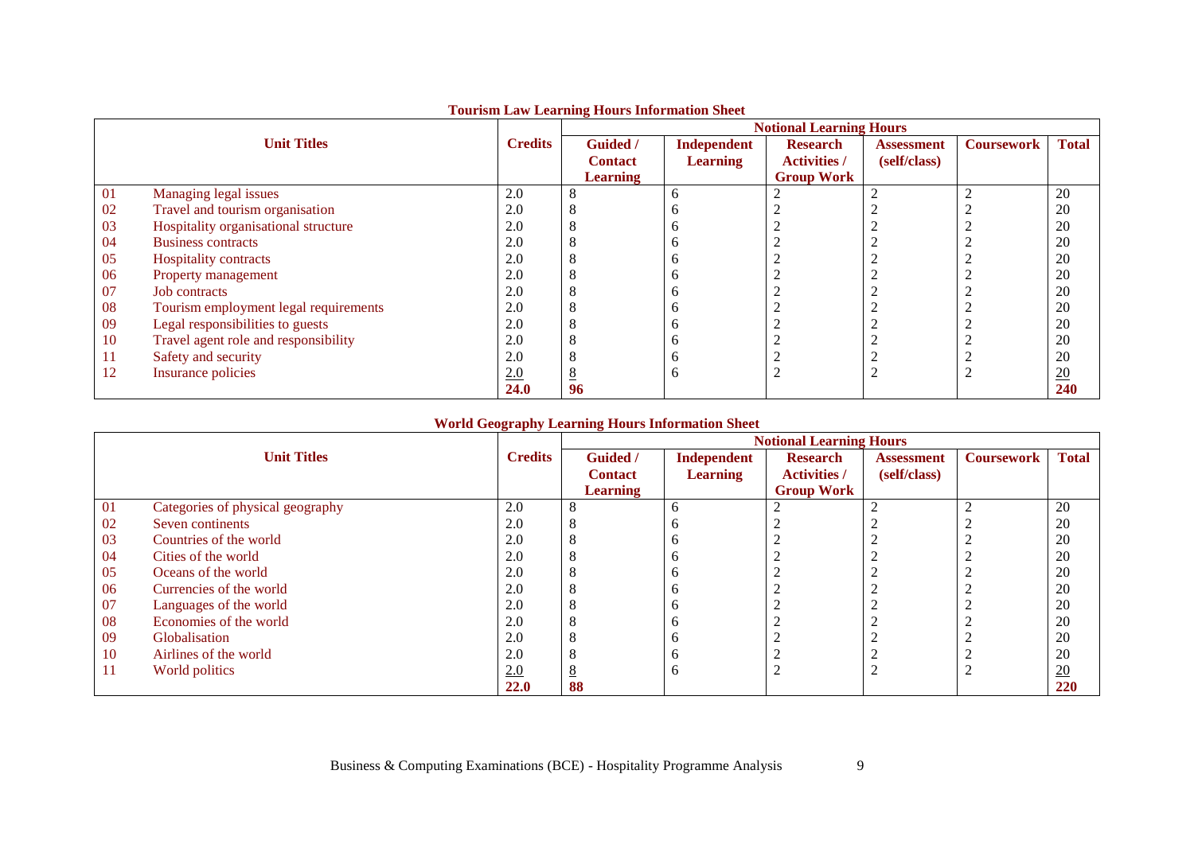**Tourism Law Learning Hours Information Sheet**

| | Unit Titles | Credits | Notional Learning Hours | | | | | |
|---|---|---|---|---|---|---|---|---|
| | | | Guided / Contact Learning | Independent Learning | Research Activities / Group Work | Assessment (self/class) | Coursework | Total |
| 01 | Managing legal issues | 2.0 | 8 | 6 | 2 | 2 | 2 | 20 |
| 02 | Travel and tourism organisation | 2.0 | 8 | 6 | 2 | 2 | 2 | 20 |
| 03 | Hospitality organisational structure | 2.0 | 8 | 6 | 2 | 2 | 2 | 20 |
| 04 | Business contracts | 2.0 | 8 | 6 | 2 | 2 | 2 | 20 |
| 05 | Hospitality contracts | 2.0 | 8 | 6 | 2 | 2 | 2 | 20 |
| 06 | Property management | 2.0 | 8 | 6 | 2 | 2 | 2 | 20 |
| 07 | Job contracts | 2.0 | 8 | 6 | 2 | 2 | 2 | 20 |
| 08 | Tourism employment legal requirements | 2.0 | 8 | 6 | 2 | 2 | 2 | 20 |
| 09 | Legal responsibilities to guests | 2.0 | 8 | 6 | 2 | 2 | 2 | 20 |
| 10 | Travel agent role and responsibility | 2.0 | 8 | 6 | 2 | 2 | 2 | 20 |
| 11 | Safety and security | 2.0 | 8 | 6 | 2 | 2 | 2 | 20 |
| 12 | Insurance policies | 2.0 | 8 | 6 | 2 | 2 | 2 | 20 |
| | | **24.0** | **96** | | | | | **240** |

**World Geography Learning Hours Information Sheet**

| | Unit Titles | Credits | Notional Learning Hours | | | | | |
|---|---|---|---|---|---|---|---|---|
| | | | Guided / Contact Learning | Independent Learning | Research Activities / Group Work | Assessment (self/class) | Coursework | Total |
| 01 | Categories of physical geography | 2.0 | 8 | 6 | 2 | 2 | 2 | 20 |
| 02 | Seven continents | 2.0 | 8 | 6 | 2 | 2 | 2 | 20 |
| 03 | Countries of the world | 2.0 | 8 | 6 | 2 | 2 | 2 | 20 |
| 04 | Cities of the world | 2.0 | 8 | 6 | 2 | 2 | 2 | 20 |
| 05 | Oceans of the world | 2.0 | 8 | 6 | 2 | 2 | 2 | 20 |
| 06 | Currencies of the world | 2.0 | 8 | 6 | 2 | 2 | 2 | 20 |
| 07 | Languages of the world | 2.0 | 8 | 6 | 2 | 2 | 2 | 20 |
| 08 | Economies of the world | 2.0 | 8 | 6 | 2 | 2 | 2 | 20 |
| 09 | Globalisation | 2.0 | 8 | 6 | 2 | 2 | 2 | 20 |
| 10 | Airlines of the world | 2.0 | 8 | 6 | 2 | 2 | 2 | 20 |
| 11 | World politics | 2.0 | 8 | 6 | 2 | 2 | 2 | 20 |
| | | **22.0** | **88** | | | | | **220** |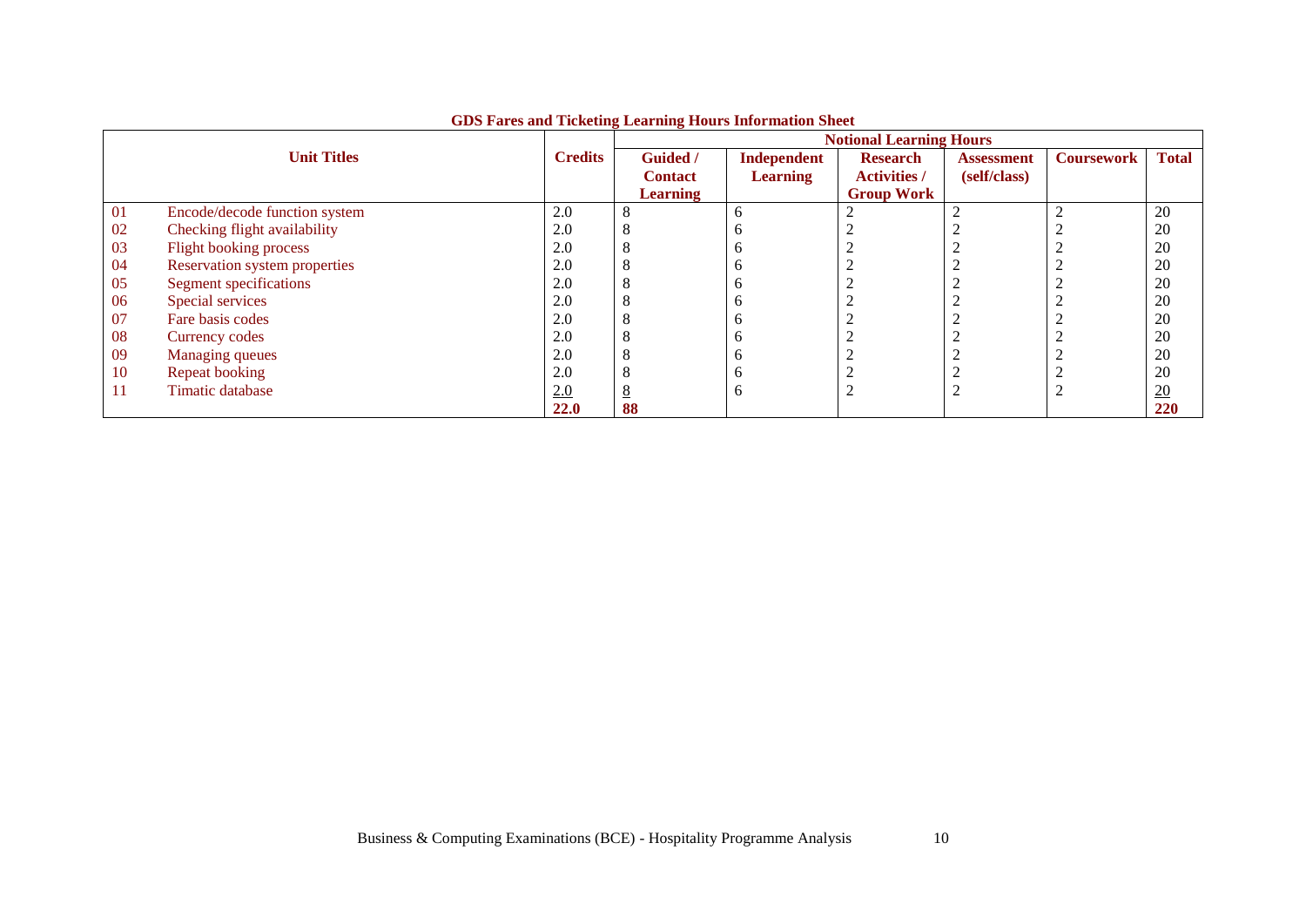**GDS Fares and Ticketing Learning Hours Information Sheet**

| Unit Titles | | Credits | Notional Learning Hours | | | | | |
|---|---|---|---|---|---|---|---|---|
| | | | Guided / Contact Learning | Independent Learning | Research Activities / Group Work | Assessment (self/class) | Coursework | Total |
| 01 | Encode/decode function system | 2.0 | 8 | 6 | 2 | 2 | 2 | 20 |
| 02 | Checking flight availability | 2.0 | 8 | 6 | 2 | 2 | 2 | 20 |
| 03 | Flight booking process | 2.0 | 8 | 6 | 2 | 2 | 2 | 20 |
| 04 | Reservation system properties | 2.0 | 8 | 6 | 2 | 2 | 2 | 20 |
| 05 | Segment specifications | 2.0 | 8 | 6 | 2 | 2 | 2 | 20 |
| 06 | Special services | 2.0 | 8 | 6 | 2 | 2 | 2 | 20 |
| 07 | Fare basis codes | 2.0 | 8 | 6 | 2 | 2 | 2 | 20 |
| 08 | Currency codes | 2.0 | 8 | 6 | 2 | 2 | 2 | 20 |
| 09 | Managing queues | 2.0 | 8 | 6 | 2 | 2 | 2 | 20 |
| 10 | Repeat booking | 2.0 | 8 | 6 | 2 | 2 | 2 | 20 |
| 11 | Timatic database | 2.0 | 8 | 6 | 2 | 2 | 2 | 20 |
| | | **22.0** | **88** | | | | | **220** |

Business & Computing Examinations (BCE) - Hospitality Programme Analysis